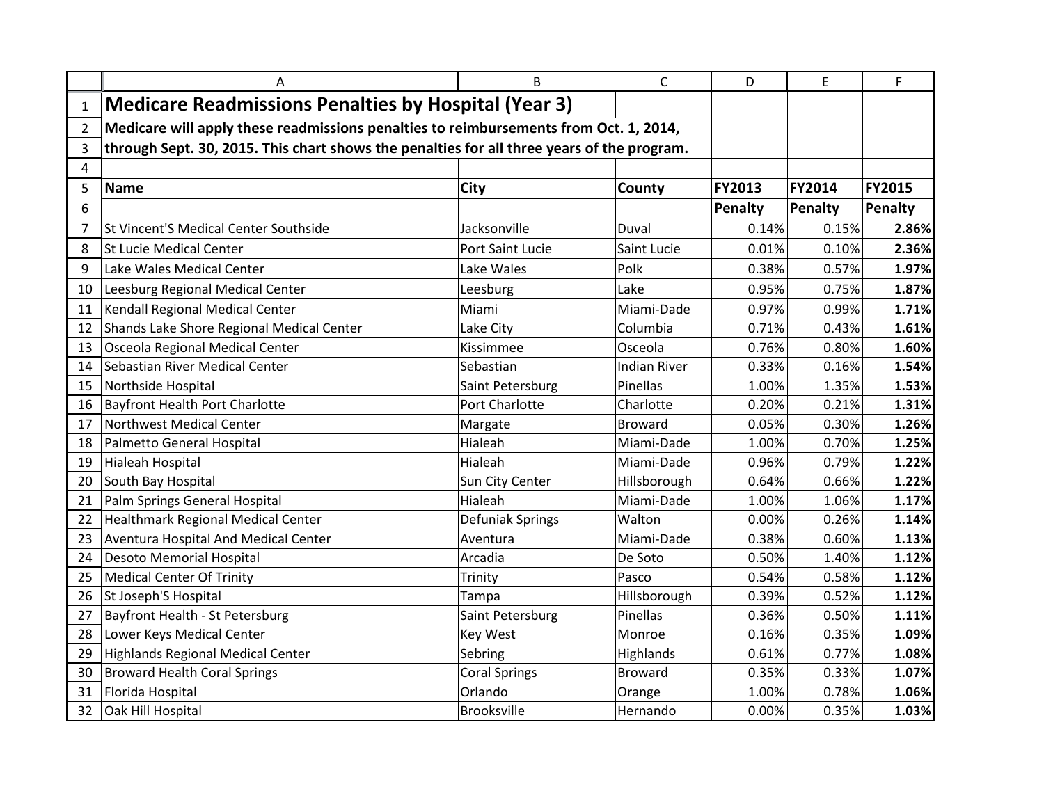# Medicare Readmissions Penalties by Hospital (Year 3)

**Medicare will apply these readmissions penalties to reimbursements from Oct. 1, 2014, through Sept. 30, 2015. This chart shows the penalties for all three years of the program.**

| Name | City | County | FY2013 Penalty | FY2014 Penalty | FY2015 Penalty |
|---|---|---|---|---|---|
| St Vincent'S Medical Center Southside | Jacksonville | Duval | 0.14% | 0.15% | **2.86%** |
| St Lucie Medical Center | Port Saint Lucie | Saint Lucie | 0.01% | 0.10% | **2.36%** |
| Lake Wales Medical Center | Lake Wales | Polk | 0.38% | 0.57% | **1.97%** |
| Leesburg Regional Medical Center | Leesburg | Lake | 0.95% | 0.75% | **1.87%** |
| Kendall Regional Medical Center | Miami | Miami-Dade | 0.97% | 0.99% | **1.71%** |
| Shands Lake Shore Regional Medical Center | Lake City | Columbia | 0.71% | 0.43% | **1.61%** |
| Osceola Regional Medical Center | Kissimmee | Osceola | 0.76% | 0.80% | **1.60%** |
| Sebastian River Medical Center | Sebastian | Indian River | 0.33% | 0.16% | **1.54%** |
| Northside Hospital | Saint Petersburg | Pinellas | 1.00% | 1.35% | **1.53%** |
| Bayfront Health Port Charlotte | Port Charlotte | Charlotte | 0.20% | 0.21% | **1.31%** |
| Northwest Medical Center | Margate | Broward | 0.05% | 0.30% | **1.26%** |
| Palmetto General Hospital | Hialeah | Miami-Dade | 1.00% | 0.70% | **1.25%** |
| Hialeah Hospital | Hialeah | Miami-Dade | 0.96% | 0.79% | **1.22%** |
| South Bay Hospital | Sun City Center | Hillsborough | 0.64% | 0.66% | **1.22%** |
| Palm Springs General Hospital | Hialeah | Miami-Dade | 1.00% | 1.06% | **1.17%** |
| Healthmark Regional Medical Center | Defuniak Springs | Walton | 0.00% | 0.26% | **1.14%** |
| Aventura Hospital And Medical Center | Aventura | Miami-Dade | 0.38% | 0.60% | **1.13%** |
| Desoto Memorial Hospital | Arcadia | De Soto | 0.50% | 1.40% | **1.12%** |
| Medical Center Of Trinity | Trinity | Pasco | 0.54% | 0.58% | **1.12%** |
| St Joseph'S Hospital | Tampa | Hillsborough | 0.39% | 0.52% | **1.12%** |
| Bayfront Health - St Petersburg | Saint Petersburg | Pinellas | 0.36% | 0.50% | **1.11%** |
| Lower Keys Medical Center | Key West | Monroe | 0.16% | 0.35% | **1.09%** |
| Highlands Regional Medical Center | Sebring | Highlands | 0.61% | 0.77% | **1.08%** |
| Broward Health Coral Springs | Coral Springs | Broward | 0.35% | 0.33% | **1.07%** |
| Florida Hospital | Orlando | Orange | 1.00% | 0.78% | **1.06%** |
| Oak Hill Hospital | Brooksville | Hernando | 0.00% | 0.35% | **1.03%** |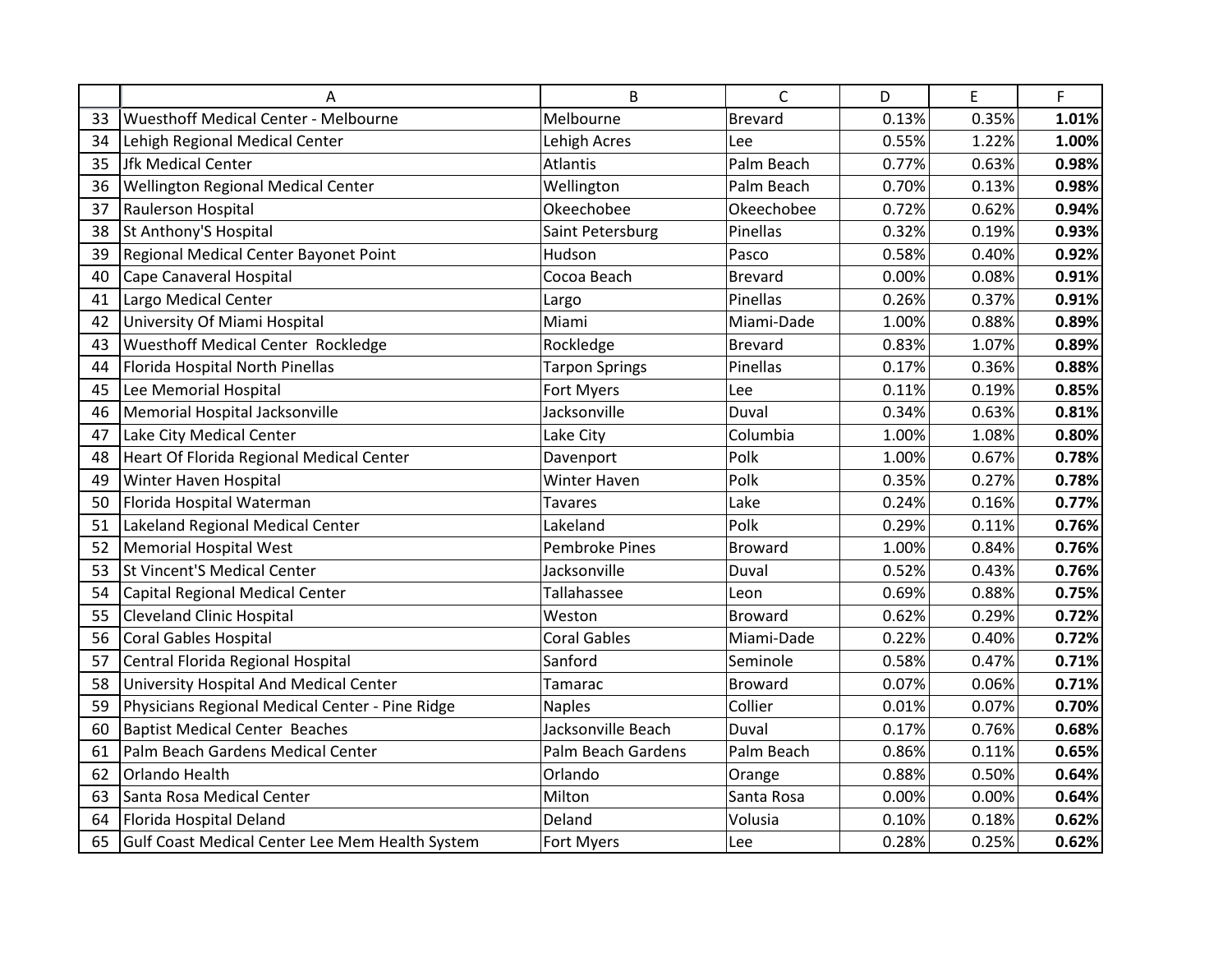|  | A | B | C | D | E | F |
|---|---|---|---|---|---|---|
| 33 | Wuesthoff Medical Center - Melbourne | Melbourne | Brevard | 0.13% | 0.35% | **1.01%** |
| 34 | Lehigh Regional Medical Center | Lehigh Acres | Lee | 0.55% | 1.22% | **1.00%** |
| 35 | Jfk Medical Center | Atlantis | Palm Beach | 0.77% | 0.63% | **0.98%** |
| 36 | Wellington Regional Medical Center | Wellington | Palm Beach | 0.70% | 0.13% | **0.98%** |
| 37 | Raulerson Hospital | Okeechobee | Okeechobee | 0.72% | 0.62% | **0.94%** |
| 38 | St Anthony'S Hospital | Saint Petersburg | Pinellas | 0.32% | 0.19% | **0.93%** |
| 39 | Regional Medical Center Bayonet Point | Hudson | Pasco | 0.58% | 0.40% | **0.92%** |
| 40 | Cape Canaveral Hospital | Cocoa Beach | Brevard | 0.00% | 0.08% | **0.91%** |
| 41 | Largo Medical Center | Largo | Pinellas | 0.26% | 0.37% | **0.91%** |
| 42 | University Of Miami Hospital | Miami | Miami-Dade | 1.00% | 0.88% | **0.89%** |
| 43 | Wuesthoff Medical Center Rockledge | Rockledge | Brevard | 0.83% | 1.07% | **0.89%** |
| 44 | Florida Hospital North Pinellas | Tarpon Springs | Pinellas | 0.17% | 0.36% | **0.88%** |
| 45 | Lee Memorial Hospital | Fort Myers | Lee | 0.11% | 0.19% | **0.85%** |
| 46 | Memorial Hospital Jacksonville | Jacksonville | Duval | 0.34% | 0.63% | **0.81%** |
| 47 | Lake City Medical Center | Lake City | Columbia | 1.00% | 1.08% | **0.80%** |
| 48 | Heart Of Florida Regional Medical Center | Davenport | Polk | 1.00% | 0.67% | **0.78%** |
| 49 | Winter Haven Hospital | Winter Haven | Polk | 0.35% | 0.27% | **0.78%** |
| 50 | Florida Hospital Waterman | Tavares | Lake | 0.24% | 0.16% | **0.77%** |
| 51 | Lakeland Regional Medical Center | Lakeland | Polk | 0.29% | 0.11% | **0.76%** |
| 52 | Memorial Hospital West | Pembroke Pines | Broward | 1.00% | 0.84% | **0.76%** |
| 53 | St Vincent'S Medical Center | Jacksonville | Duval | 0.52% | 0.43% | **0.76%** |
| 54 | Capital Regional Medical Center | Tallahassee | Leon | 0.69% | 0.88% | **0.75%** |
| 55 | Cleveland Clinic Hospital | Weston | Broward | 0.62% | 0.29% | **0.72%** |
| 56 | Coral Gables Hospital | Coral Gables | Miami-Dade | 0.22% | 0.40% | **0.72%** |
| 57 | Central Florida Regional Hospital | Sanford | Seminole | 0.58% | 0.47% | **0.71%** |
| 58 | University Hospital And Medical Center | Tamarac | Broward | 0.07% | 0.06% | **0.71%** |
| 59 | Physicians Regional Medical Center - Pine Ridge | Naples | Collier | 0.01% | 0.07% | **0.70%** |
| 60 | Baptist Medical Center Beaches | Jacksonville Beach | Duval | 0.17% | 0.76% | **0.68%** |
| 61 | Palm Beach Gardens Medical Center | Palm Beach Gardens | Palm Beach | 0.86% | 0.11% | **0.65%** |
| 62 | Orlando Health | Orlando | Orange | 0.88% | 0.50% | **0.64%** |
| 63 | Santa Rosa Medical Center | Milton | Santa Rosa | 0.00% | 0.00% | **0.64%** |
| 64 | Florida Hospital Deland | Deland | Volusia | 0.10% | 0.18% | **0.62%** |
| 65 | Gulf Coast Medical Center Lee Mem Health System | Fort Myers | Lee | 0.28% | 0.25% | **0.62%** |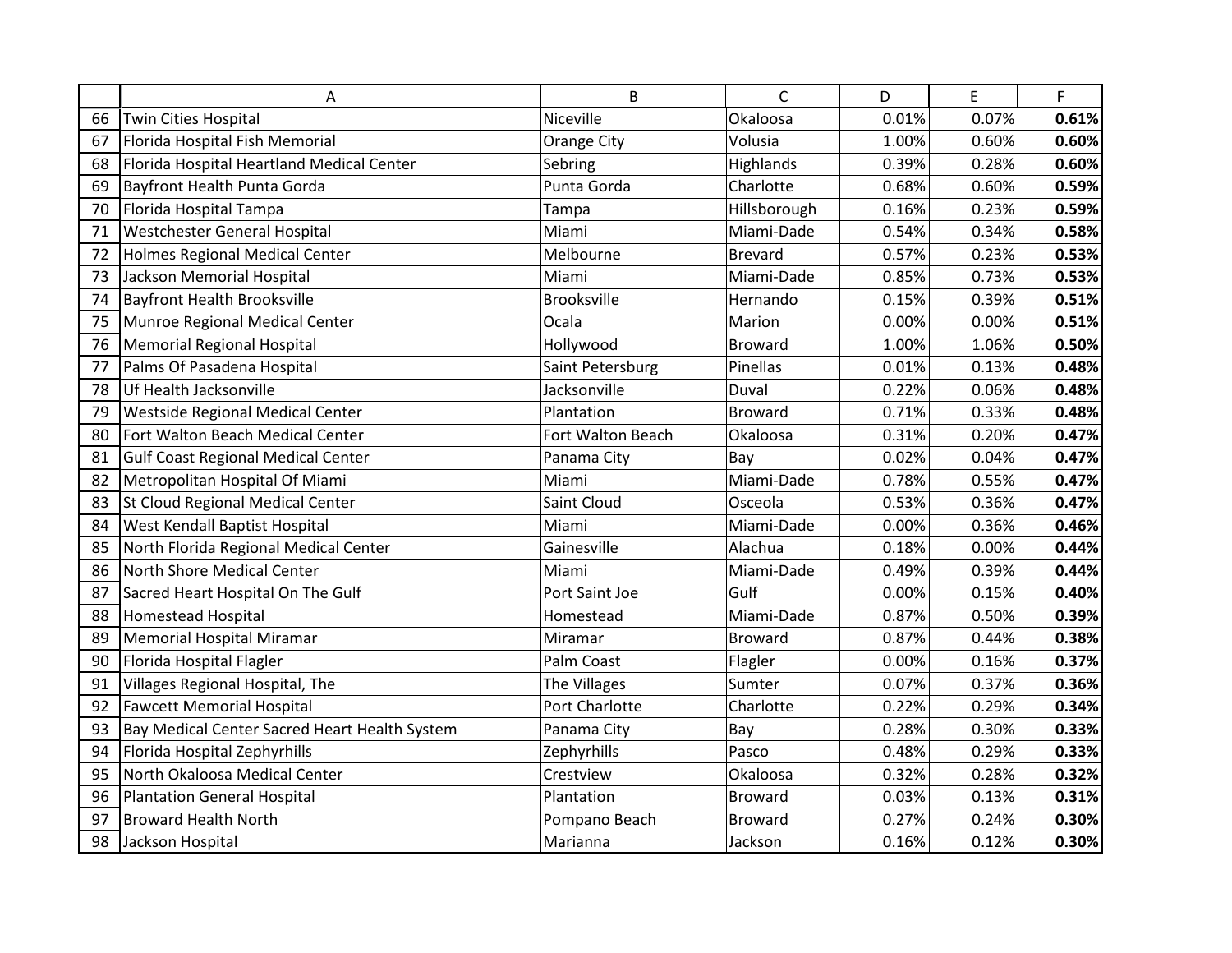|  | A | B | C | D | E | F |
|---|---|---|---|---|---|---|
| 66 | Twin Cities Hospital | Niceville | Okaloosa | 0.01% | 0.07% | **0.61%** |
| 67 | Florida Hospital Fish Memorial | Orange City | Volusia | 1.00% | 0.60% | **0.60%** |
| 68 | Florida Hospital Heartland Medical Center | Sebring | Highlands | 0.39% | 0.28% | **0.60%** |
| 69 | Bayfront Health Punta Gorda | Punta Gorda | Charlotte | 0.68% | 0.60% | **0.59%** |
| 70 | Florida Hospital Tampa | Tampa | Hillsborough | 0.16% | 0.23% | **0.59%** |
| 71 | Westchester General Hospital | Miami | Miami-Dade | 0.54% | 0.34% | **0.58%** |
| 72 | Holmes Regional Medical Center | Melbourne | Brevard | 0.57% | 0.23% | **0.53%** |
| 73 | Jackson Memorial Hospital | Miami | Miami-Dade | 0.85% | 0.73% | **0.53%** |
| 74 | Bayfront Health Brooksville | Brooksville | Hernando | 0.15% | 0.39% | **0.51%** |
| 75 | Munroe Regional Medical Center | Ocala | Marion | 0.00% | 0.00% | **0.51%** |
| 76 | Memorial Regional Hospital | Hollywood | Broward | 1.00% | 1.06% | **0.50%** |
| 77 | Palms Of Pasadena Hospital | Saint Petersburg | Pinellas | 0.01% | 0.13% | **0.48%** |
| 78 | Uf Health Jacksonville | Jacksonville | Duval | 0.22% | 0.06% | **0.48%** |
| 79 | Westside Regional Medical Center | Plantation | Broward | 0.71% | 0.33% | **0.48%** |
| 80 | Fort Walton Beach Medical Center | Fort Walton Beach | Okaloosa | 0.31% | 0.20% | **0.47%** |
| 81 | Gulf Coast Regional Medical Center | Panama City | Bay | 0.02% | 0.04% | **0.47%** |
| 82 | Metropolitan Hospital Of Miami | Miami | Miami-Dade | 0.78% | 0.55% | **0.47%** |
| 83 | St Cloud Regional Medical Center | Saint Cloud | Osceola | 0.53% | 0.36% | **0.47%** |
| 84 | West Kendall Baptist Hospital | Miami | Miami-Dade | 0.00% | 0.36% | **0.46%** |
| 85 | North Florida Regional Medical Center | Gainesville | Alachua | 0.18% | 0.00% | **0.44%** |
| 86 | North Shore Medical Center | Miami | Miami-Dade | 0.49% | 0.39% | **0.44%** |
| 87 | Sacred Heart Hospital On The Gulf | Port Saint Joe | Gulf | 0.00% | 0.15% | **0.40%** |
| 88 | Homestead Hospital | Homestead | Miami-Dade | 0.87% | 0.50% | **0.39%** |
| 89 | Memorial Hospital Miramar | Miramar | Broward | 0.87% | 0.44% | **0.38%** |
| 90 | Florida Hospital Flagler | Palm Coast | Flagler | 0.00% | 0.16% | **0.37%** |
| 91 | Villages Regional Hospital, The | The Villages | Sumter | 0.07% | 0.37% | **0.36%** |
| 92 | Fawcett Memorial Hospital | Port Charlotte | Charlotte | 0.22% | 0.29% | **0.34%** |
| 93 | Bay Medical Center Sacred Heart Health System | Panama City | Bay | 0.28% | 0.30% | **0.33%** |
| 94 | Florida Hospital Zephyrhills | Zephyrhills | Pasco | 0.48% | 0.29% | **0.33%** |
| 95 | North Okaloosa Medical Center | Crestview | Okaloosa | 0.32% | 0.28% | **0.32%** |
| 96 | Plantation General Hospital | Plantation | Broward | 0.03% | 0.13% | **0.31%** |
| 97 | Broward Health North | Pompano Beach | Broward | 0.27% | 0.24% | **0.30%** |
| 98 | Jackson Hospital | Marianna | Jackson | 0.16% | 0.12% | **0.30%** |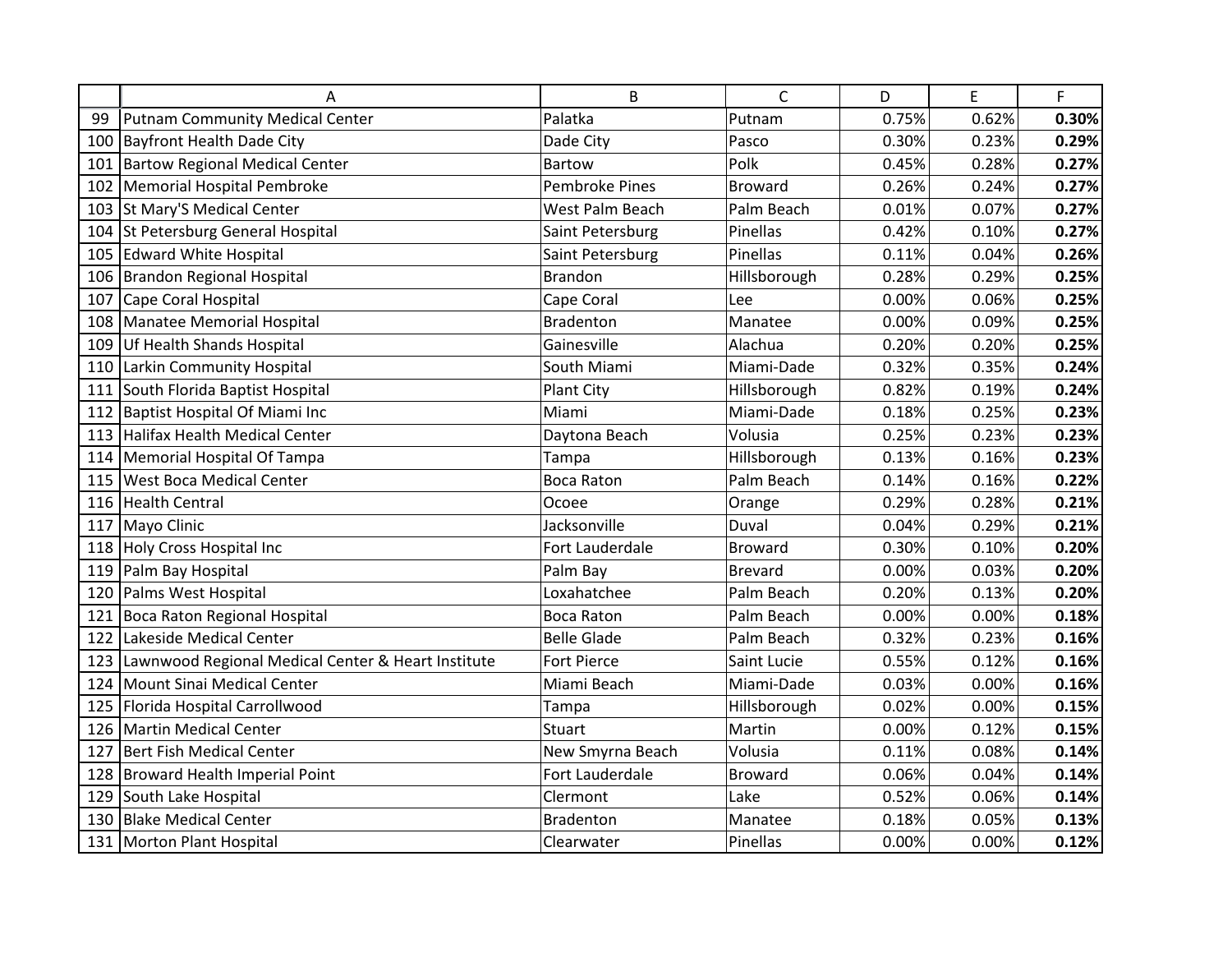| | A | B | C | D | E | F |
|---|---|---|---|---|---|---|
| 99 | Putnam Community Medical Center | Palatka | Putnam | 0.75% | 0.62% | **0.30%** |
| 100 | Bayfront Health Dade City | Dade City | Pasco | 0.30% | 0.23% | **0.29%** |
| 101 | Bartow Regional Medical Center | Bartow | Polk | 0.45% | 0.28% | **0.27%** |
| 102 | Memorial Hospital Pembroke | Pembroke Pines | Broward | 0.26% | 0.24% | **0.27%** |
| 103 | St Mary'S Medical Center | West Palm Beach | Palm Beach | 0.01% | 0.07% | **0.27%** |
| 104 | St Petersburg General Hospital | Saint Petersburg | Pinellas | 0.42% | 0.10% | **0.27%** |
| 105 | Edward White Hospital | Saint Petersburg | Pinellas | 0.11% | 0.04% | **0.26%** |
| 106 | Brandon Regional Hospital | Brandon | Hillsborough | 0.28% | 0.29% | **0.25%** |
| 107 | Cape Coral Hospital | Cape Coral | Lee | 0.00% | 0.06% | **0.25%** |
| 108 | Manatee Memorial Hospital | Bradenton | Manatee | 0.00% | 0.09% | **0.25%** |
| 109 | Uf Health Shands Hospital | Gainesville | Alachua | 0.20% | 0.20% | **0.25%** |
| 110 | Larkin Community Hospital | South Miami | Miami-Dade | 0.32% | 0.35% | **0.24%** |
| 111 | South Florida Baptist Hospital | Plant City | Hillsborough | 0.82% | 0.19% | **0.24%** |
| 112 | Baptist Hospital Of Miami Inc | Miami | Miami-Dade | 0.18% | 0.25% | **0.23%** |
| 113 | Halifax Health Medical Center | Daytona Beach | Volusia | 0.25% | 0.23% | **0.23%** |
| 114 | Memorial Hospital Of Tampa | Tampa | Hillsborough | 0.13% | 0.16% | **0.23%** |
| 115 | West Boca Medical Center | Boca Raton | Palm Beach | 0.14% | 0.16% | **0.22%** |
| 116 | Health Central | Ocoee | Orange | 0.29% | 0.28% | **0.21%** |
| 117 | Mayo Clinic | Jacksonville | Duval | 0.04% | 0.29% | **0.21%** |
| 118 | Holy Cross Hospital Inc | Fort Lauderdale | Broward | 0.30% | 0.10% | **0.20%** |
| 119 | Palm Bay Hospital | Palm Bay | Brevard | 0.00% | 0.03% | **0.20%** |
| 120 | Palms West Hospital | Loxahatchee | Palm Beach | 0.20% | 0.13% | **0.20%** |
| 121 | Boca Raton Regional Hospital | Boca Raton | Palm Beach | 0.00% | 0.00% | **0.18%** |
| 122 | Lakeside Medical Center | Belle Glade | Palm Beach | 0.32% | 0.23% | **0.16%** |
| 123 | Lawnwood Regional Medical Center & Heart Institute | Fort Pierce | Saint Lucie | 0.55% | 0.12% | **0.16%** |
| 124 | Mount Sinai Medical Center | Miami Beach | Miami-Dade | 0.03% | 0.00% | **0.16%** |
| 125 | Florida Hospital Carrollwood | Tampa | Hillsborough | 0.02% | 0.00% | **0.15%** |
| 126 | Martin Medical Center | Stuart | Martin | 0.00% | 0.12% | **0.15%** |
| 127 | Bert Fish Medical Center | New Smyrna Beach | Volusia | 0.11% | 0.08% | **0.14%** |
| 128 | Broward Health Imperial Point | Fort Lauderdale | Broward | 0.06% | 0.04% | **0.14%** |
| 129 | South Lake Hospital | Clermont | Lake | 0.52% | 0.06% | **0.14%** |
| 130 | Blake Medical Center | Bradenton | Manatee | 0.18% | 0.05% | **0.13%** |
| 131 | Morton Plant Hospital | Clearwater | Pinellas | 0.00% | 0.00% | **0.12%** |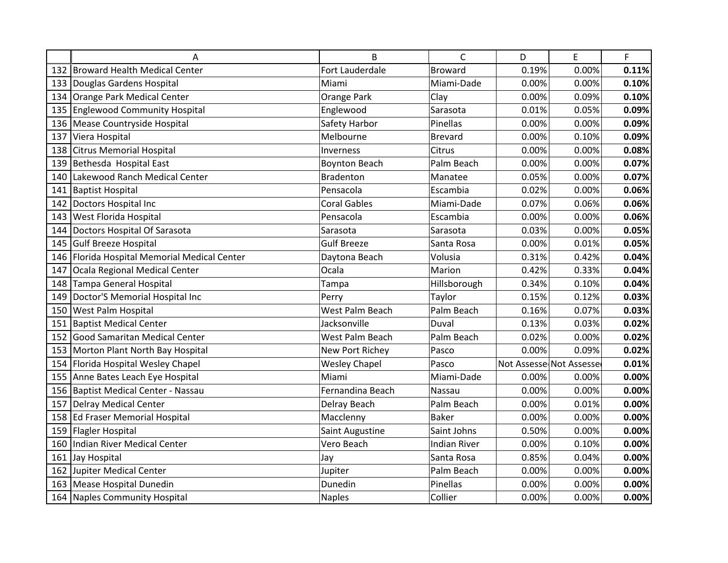| | A | B | C | D | E | F |
|---|---|---|---|---|---|---|
| 132 | Broward Health Medical Center | Fort Lauderdale | Broward | 0.19% | 0.00% | **0.11%** |
| 133 | Douglas Gardens Hospital | Miami | Miami-Dade | 0.00% | 0.00% | **0.10%** |
| 134 | Orange Park Medical Center | Orange Park | Clay | 0.00% | 0.09% | **0.10%** |
| 135 | Englewood Community Hospital | Englewood | Sarasota | 0.01% | 0.05% | **0.09%** |
| 136 | Mease Countryside Hospital | Safety Harbor | Pinellas | 0.00% | 0.00% | **0.09%** |
| 137 | Viera Hospital | Melbourne | Brevard | 0.00% | 0.10% | **0.09%** |
| 138 | Citrus Memorial Hospital | Inverness | Citrus | 0.00% | 0.00% | **0.08%** |
| 139 | Bethesda Hospital East | Boynton Beach | Palm Beach | 0.00% | 0.00% | **0.07%** |
| 140 | Lakewood Ranch Medical Center | Bradenton | Manatee | 0.05% | 0.00% | **0.07%** |
| 141 | Baptist Hospital | Pensacola | Escambia | 0.02% | 0.00% | **0.06%** |
| 142 | Doctors Hospital Inc | Coral Gables | Miami-Dade | 0.07% | 0.06% | **0.06%** |
| 143 | West Florida Hospital | Pensacola | Escambia | 0.00% | 0.00% | **0.06%** |
| 144 | Doctors Hospital Of Sarasota | Sarasota | Sarasota | 0.03% | 0.00% | **0.05%** |
| 145 | Gulf Breeze Hospital | Gulf Breeze | Santa Rosa | 0.00% | 0.01% | **0.05%** |
| 146 | Florida Hospital Memorial Medical Center | Daytona Beach | Volusia | 0.31% | 0.42% | **0.04%** |
| 147 | Ocala Regional Medical Center | Ocala | Marion | 0.42% | 0.33% | **0.04%** |
| 148 | Tampa General Hospital | Tampa | Hillsborough | 0.34% | 0.10% | **0.04%** |
| 149 | Doctor'S Memorial Hospital Inc | Perry | Taylor | 0.15% | 0.12% | **0.03%** |
| 150 | West Palm Hospital | West Palm Beach | Palm Beach | 0.16% | 0.07% | **0.03%** |
| 151 | Baptist Medical Center | Jacksonville | Duval | 0.13% | 0.03% | **0.02%** |
| 152 | Good Samaritan Medical Center | West Palm Beach | Palm Beach | 0.02% | 0.00% | **0.02%** |
| 153 | Morton Plant North Bay Hospital | New Port Richey | Pasco | 0.00% | 0.09% | **0.02%** |
| 154 | Florida Hospital Wesley Chapel | Wesley Chapel | Pasco | Not Assesse | Not Assesse | **0.01%** |
| 155 | Anne Bates Leach Eye Hospital | Miami | Miami-Dade | 0.00% | 0.00% | **0.00%** |
| 156 | Baptist Medical Center - Nassau | Fernandina Beach | Nassau | 0.00% | 0.00% | **0.00%** |
| 157 | Delray Medical Center | Delray Beach | Palm Beach | 0.00% | 0.01% | **0.00%** |
| 158 | Ed Fraser Memorial Hospital | Macclenny | Baker | 0.00% | 0.00% | **0.00%** |
| 159 | Flagler Hospital | Saint Augustine | Saint Johns | 0.50% | 0.00% | **0.00%** |
| 160 | Indian River Medical Center | Vero Beach | Indian River | 0.00% | 0.10% | **0.00%** |
| 161 | Jay Hospital | Jay | Santa Rosa | 0.85% | 0.04% | **0.00%** |
| 162 | Jupiter Medical Center | Jupiter | Palm Beach | 0.00% | 0.00% | **0.00%** |
| 163 | Mease Hospital Dunedin | Dunedin | Pinellas | 0.00% | 0.00% | **0.00%** |
| 164 | Naples Community Hospital | Naples | Collier | 0.00% | 0.00% | **0.00%** |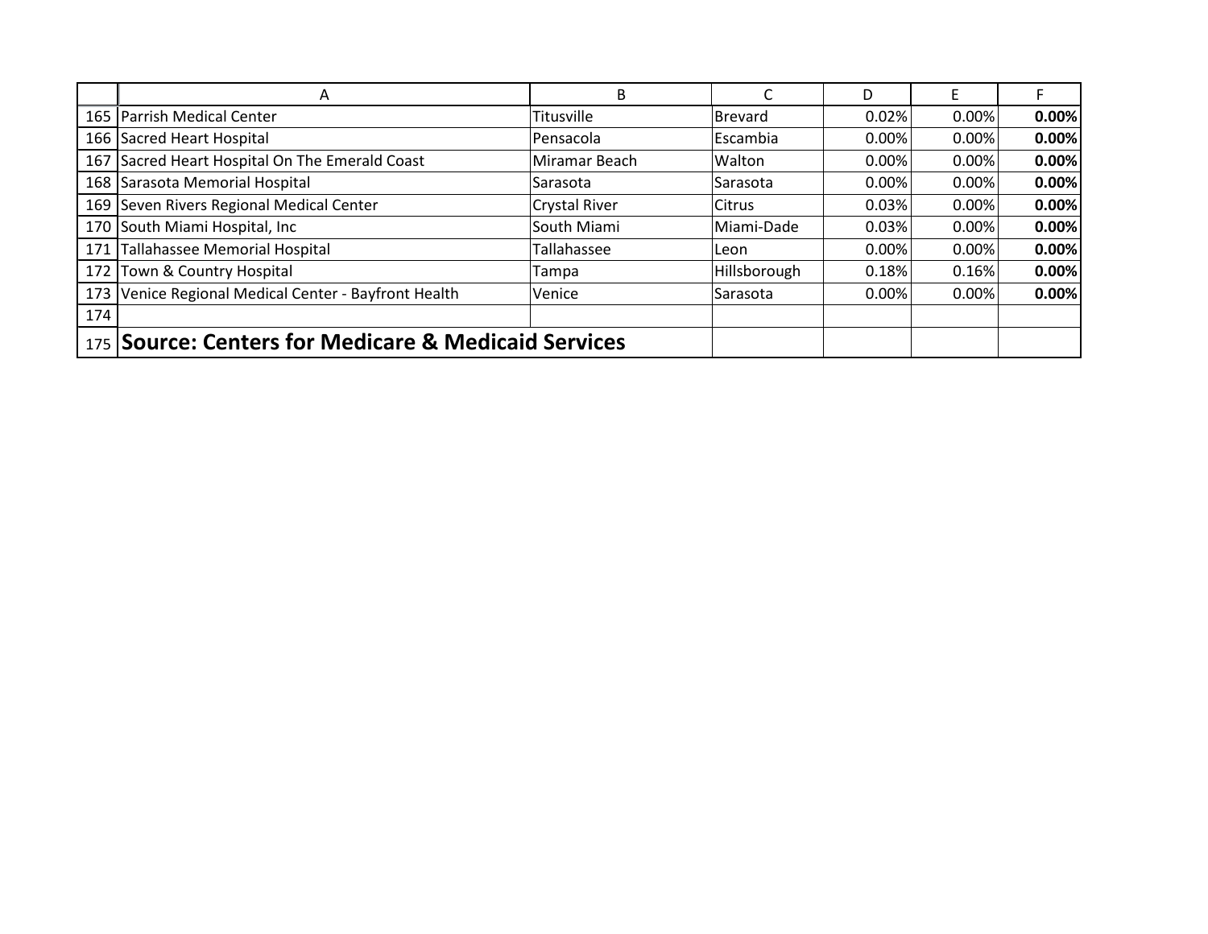| | A | B | C | D | E | F |
|---|---|---|---|---|---|---|
| 165 | Parrish Medical Center | Titusville | Brevard | 0.02% | 0.00% | **0.00%** |
| 166 | Sacred Heart Hospital | Pensacola | Escambia | 0.00% | 0.00% | **0.00%** |
| 167 | Sacred Heart Hospital On The Emerald Coast | Miramar Beach | Walton | 0.00% | 0.00% | **0.00%** |
| 168 | Sarasota Memorial Hospital | Sarasota | Sarasota | 0.00% | 0.00% | **0.00%** |
| 169 | Seven Rivers Regional Medical Center | Crystal River | Citrus | 0.03% | 0.00% | **0.00%** |
| 170 | South Miami Hospital, Inc | South Miami | Miami-Dade | 0.03% | 0.00% | **0.00%** |
| 171 | Tallahassee Memorial Hospital | Tallahassee | Leon | 0.00% | 0.00% | **0.00%** |
| 172 | Town & Country Hospital | Tampa | Hillsborough | 0.18% | 0.16% | **0.00%** |
| 173 | Venice Regional Medical Center - Bayfront Health | Venice | Sarasota | 0.00% | 0.00% | **0.00%** |
| 174 | | | | | | |
| 175 | **Source: Centers for Medicare & Medicaid Services** | | | | | |